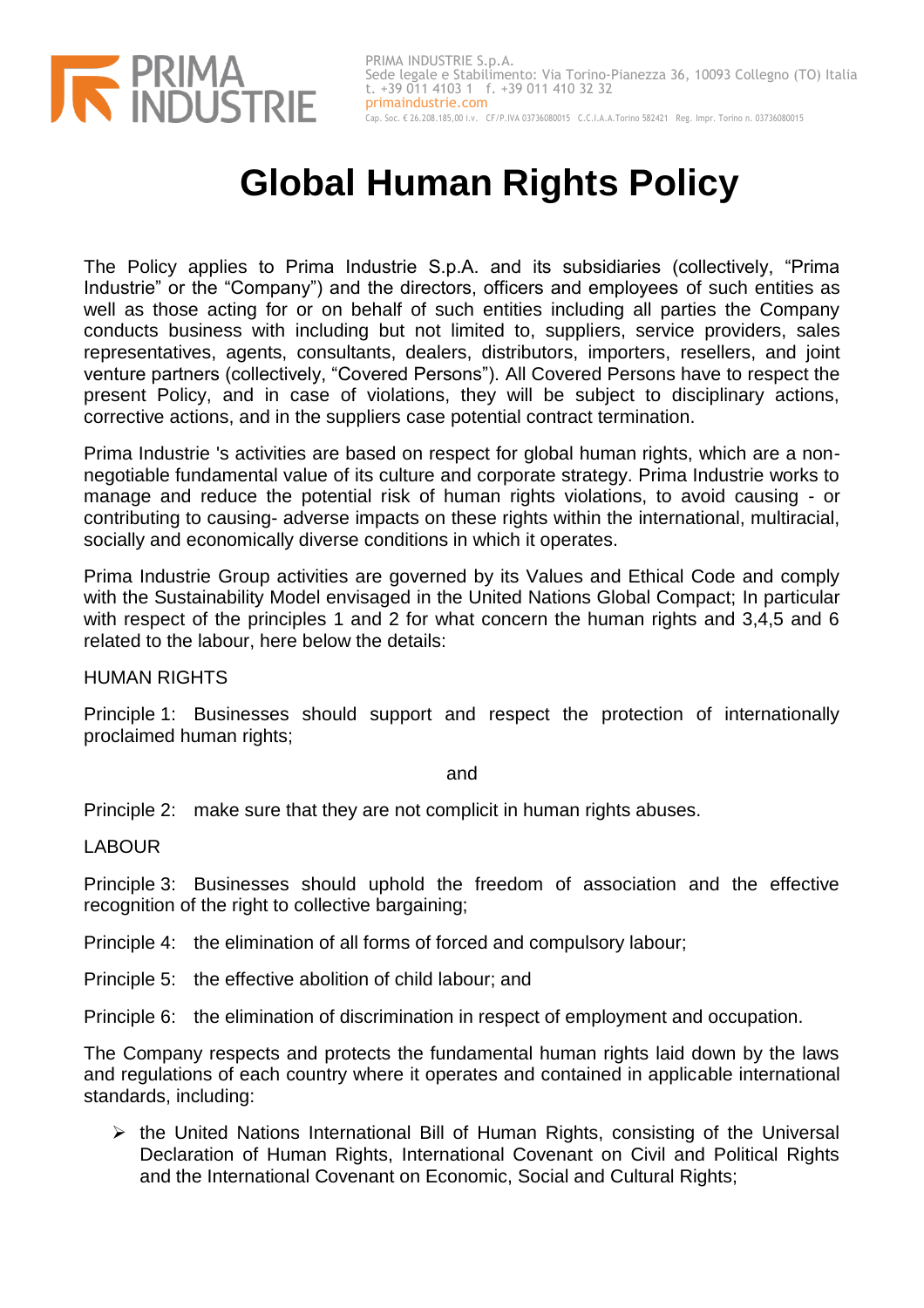# Global Human Rights Policy

The Policy applies to Prima Industrie S.p.A. and its subsidiaries (collectively, "Prima Industrie" or the "Company") and the directors, officers and employees of such entities as well as those acting for or on behalf of such entities including all parties the Company conducts business with including but not limited to, suppliers, service providers, sales representatives, agents, consultants, dealers, distributors, importers, resellers, and joint venture partners (collectively, "Covered Persons"). All Covered Persons have to respect the present Policy, and in case of violations, they will be subject to disciplinary actions, corrective actions, and in the suppliers case potential contract termination.

Prima Industrie 's activities are based on respect for global human rights, which are a non-negotiable fundamental value of its culture and corporate strategy. Prima Industrie works to manage and reduce the potential risk of human rights violations, to avoid causing - or contributing to causing- adverse impacts on these rights within the international, multiracial, socially and economically diverse conditions in which it operates.

Prima Industrie Group activities are governed by its Values and Ethical Code and comply with the Sustainability Model envisaged in the United Nations Global Compact; In particular with respect of the principles 1 and 2 for what concern the human rights and 3,4,5 and 6 related to the labour, here below the details:

HUMAN RIGHTS

Principle 1: Businesses should support and respect the protection of internationally proclaimed human rights;

and

Principle 2: make sure that they are not complicit in human rights abuses.

LABOUR

Principle 3: Businesses should uphold the freedom of association and the effective recognition of the right to collective bargaining;

Principle 4: the elimination of all forms of forced and compulsory labour;

Principle 5: the effective abolition of child labour; and

Principle 6: the elimination of discrimination in respect of employment and occupation.

The Company respects and protects the fundamental human rights laid down by the laws and regulations of each country where it operates and contained in applicable international standards, including:

- the United Nations International Bill of Human Rights, consisting of the Universal Declaration of Human Rights, International Covenant on Civil and Political Rights and the International Covenant on Economic, Social and Cultural Rights;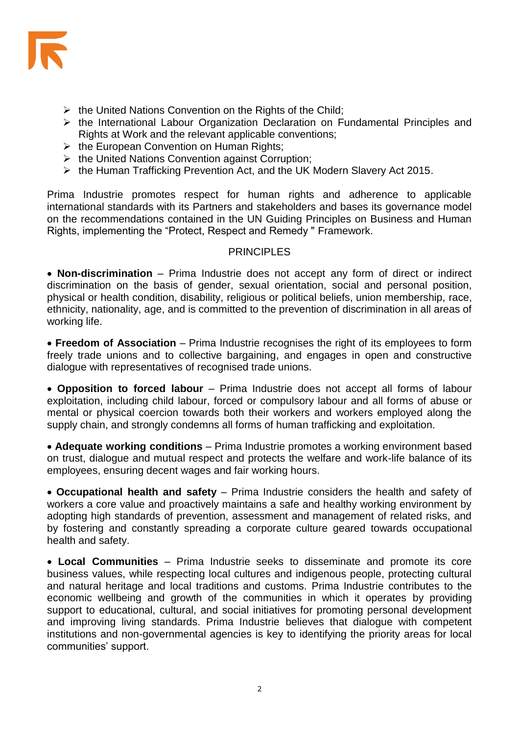- the United Nations Convention on the Rights of the Child;
- the International Labour Organization Declaration on Fundamental Principles and Rights at Work and the relevant applicable conventions;
- the European Convention on Human Rights;
- the United Nations Convention against Corruption;
- the Human Trafficking Prevention Act, and the UK Modern Slavery Act 2015.

Prima Industrie promotes respect for human rights and adherence to applicable international standards with its Partners and stakeholders and bases its governance model on the recommendations contained in the UN Guiding Principles on Business and Human Rights, implementing the "Protect, Respect and Remedy " Framework.

## PRINCIPLES

- **Non-discrimination** – Prima Industrie does not accept any form of direct or indirect discrimination on the basis of gender, sexual orientation, social and personal position, physical or health condition, disability, religious or political beliefs, union membership, race, ethnicity, nationality, age, and is committed to the prevention of discrimination in all areas of working life.

- **Freedom of Association** – Prima Industrie recognises the right of its employees to form freely trade unions and to collective bargaining, and engages in open and constructive dialogue with representatives of recognised trade unions.

- **Opposition to forced labour** – Prima Industrie does not accept all forms of labour exploitation, including child labour, forced or compulsory labour and all forms of abuse or mental or physical coercion towards both their workers and workers employed along the supply chain, and strongly condemns all forms of human trafficking and exploitation.

- **Adequate working conditions** – Prima Industrie promotes a working environment based on trust, dialogue and mutual respect and protects the welfare and work-life balance of its employees, ensuring decent wages and fair working hours.

- **Occupational health and safety** – Prima Industrie considers the health and safety of workers a core value and proactively maintains a safe and healthy working environment by adopting high standards of prevention, assessment and management of related risks, and by fostering and constantly spreading a corporate culture geared towards occupational health and safety.

- **Local Communities** – Prima Industrie seeks to disseminate and promote its core business values, while respecting local cultures and indigenous people, protecting cultural and natural heritage and local traditions and customs. Prima Industrie contributes to the economic wellbeing and growth of the communities in which it operates by providing support to educational, cultural, and social initiatives for promoting personal development and improving living standards. Prima Industrie believes that dialogue with competent institutions and non-governmental agencies is key to identifying the priority areas for local communities' support.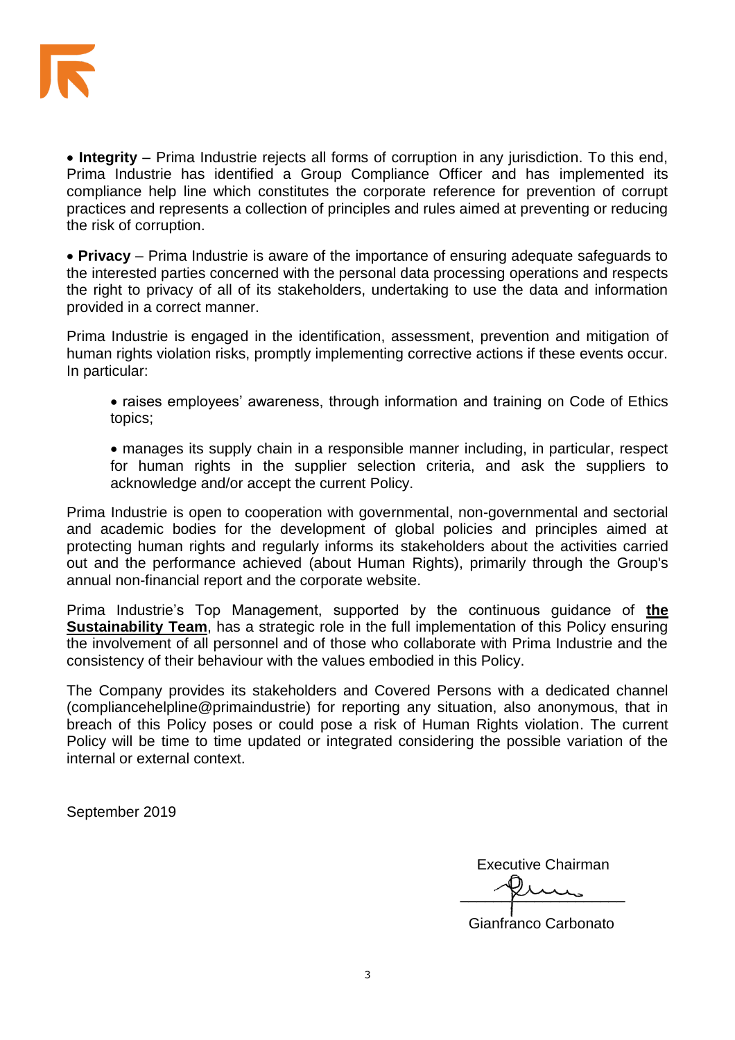- **Integrity** – Prima Industrie rejects all forms of corruption in any jurisdiction. To this end, Prima Industrie has identified a Group Compliance Officer and has implemented its compliance help line which constitutes the corporate reference for prevention of corrupt practices and represents a collection of principles and rules aimed at preventing or reducing the risk of corruption.

- **Privacy** – Prima Industrie is aware of the importance of ensuring adequate safeguards to the interested parties concerned with the personal data processing operations and respects the right to privacy of all of its stakeholders, undertaking to use the data and information provided in a correct manner.

Prima Industrie is engaged in the identification, assessment, prevention and mitigation of human rights violation risks, promptly implementing corrective actions if these events occur. In particular:

- raises employees' awareness, through information and training on Code of Ethics topics;

- manages its supply chain in a responsible manner including, in particular, respect for human rights in the supplier selection criteria, and ask the suppliers to acknowledge and/or accept the current Policy.

Prima Industrie is open to cooperation with governmental, non-governmental and sectorial and academic bodies for the development of global policies and principles aimed at protecting human rights and regularly informs its stakeholders about the activities carried out and the performance achieved (about Human Rights), primarily through the Group's annual non-financial report and the corporate website.

Prima Industrie's Top Management, supported by the continuous guidance of **the Sustainability Team**, has a strategic role in the full implementation of this Policy ensuring the involvement of all personnel and of those who collaborate with Prima Industrie and the consistency of their behaviour with the values embodied in this Policy.

The Company provides its stakeholders and Covered Persons with a dedicated channel (compliancehelpline@primaindustrie) for reporting any situation, also anonymous, that in breach of this Policy poses or could pose a risk of Human Rights violation. The current Policy will be time to time updated or integrated considering the possible variation of the internal or external context.

September 2019

Executive Chairman

Gianfranco Carbonato